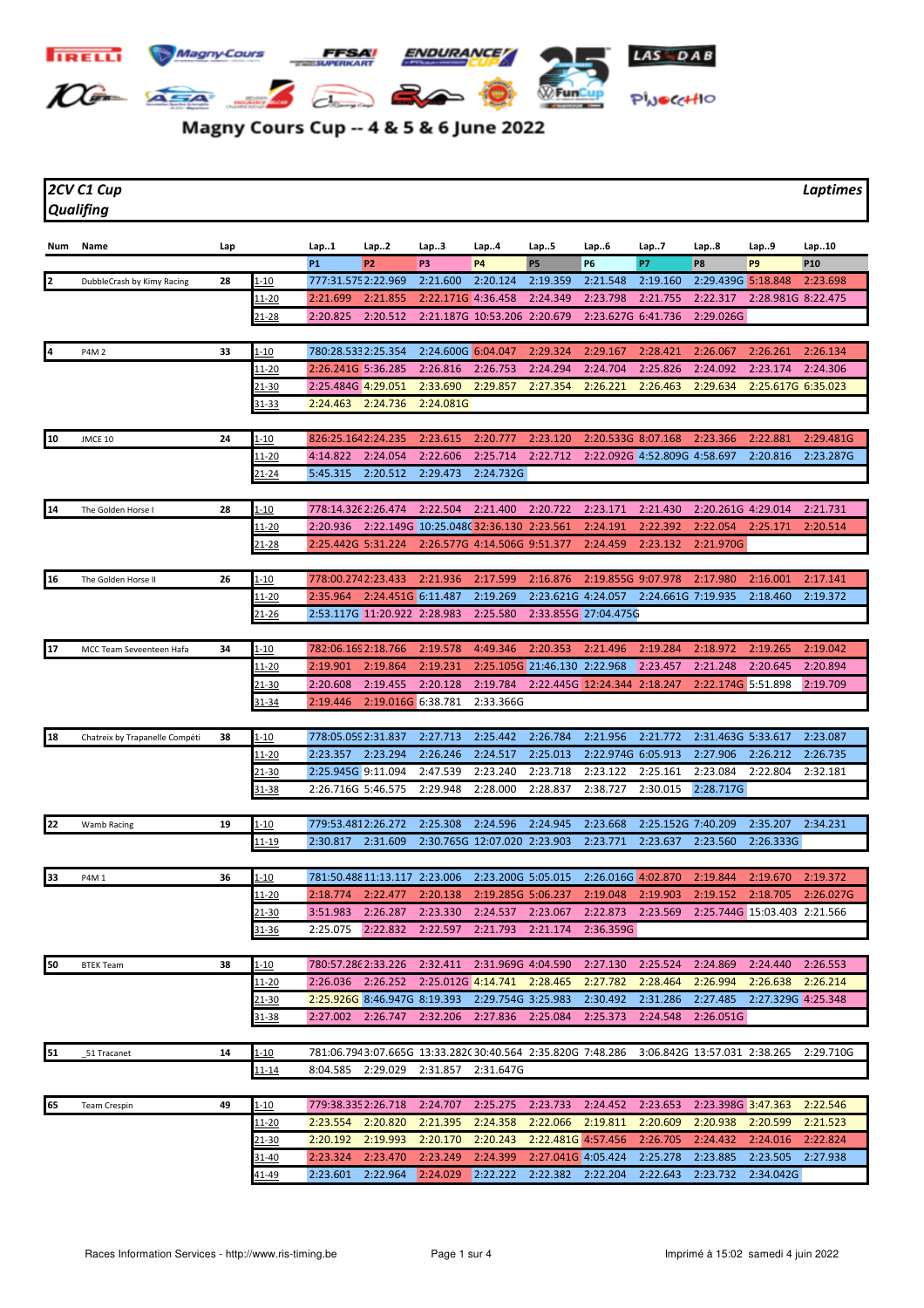# Magny Cours Cup -- 4 & 5 & 6 June 2022

**2CV C1 Cup** | **Laptimes**

**Qualifing**

| Num | Name | Lap | | Lap..1 | Lap..2 | Lap..3 | Lap..4 | Lap..5 | Lap..6 | Lap..7 | Lap..8 | Lap..9 | Lap..10 |
|---|---|---|---|---|---|---|---|---|---|---|---|---|---|
| | | | | P1 | P2 | P3 | P4 | P5 | P6 | P7 | P8 | P9 | P10 |
| 2 | DubbleCrash by Kimy Racing | 28 | 1-10 | 777:31.575 | 2:22.969 | 2:21.600 | 2:20.124 | 2:19.359 | 2:21.548 | 2:19.160 | 2:29.439G | 5:18.848 | 2:23.698 |
| | | | 11-20 | 2:21.699 | 2:21.855 | 2:22.171G | 4:36.458 | 2:24.349 | 2:23.798 | 2:21.755 | 2:22.317 | 2:28.981G | 8:22.475 |
| | | | 21-28 | 2:20.825 | 2:20.512 | 2:21.187G | 10:53.206 | 2:20.679 | 2:23.627G | 6:41.736 | 2:29.026G | | |
| 4 | P4M 2 | 33 | 1-10 | 780:28.533 | 2:25.354 | 2:24.600G | 6:04.047 | 2:29.324 | 2:29.167 | 2:28.421 | 2:26.067 | 2:26.261 | 2:26.134 |
| | | | 11-20 | 2:26.241G | 5:36.285 | 2:26.816 | 2:26.753 | 2:24.294 | 2:24.704 | 2:25.826 | 2:24.092 | 2:23.174 | 2:24.306 |
| | | | 21-30 | 2:25.484G | 4:29.051 | 2:33.690 | 2:29.857 | 2:27.354 | 2:26.221 | 2:26.463 | 2:29.634 | 2:25.617G | 6:35.023 |
| | | | 31-33 | 2:24.463 | 2:24.736 | 2:24.081G | | | | | | | |
| 10 | JMCE 10 | 24 | 1-10 | 826:25.164 | 2:24.235 | 2:23.615 | 2:20.777 | 2:23.120 | 2:20.533G | 8:07.168 | 2:23.366 | 2:22.881 | 2:29.481G |
| | | | 11-20 | 4:14.822 | 2:24.054 | 2:22.606 | 2:25.714 | 2:22.712 | 2:22.092G | 4:52.809G | 4:58.697 | 2:20.816 | 2:23.287G |
| | | | 21-24 | 5:45.315 | 2:20.512 | 2:29.473 | 2:24.732G | | | | | | |
| 14 | The Golden Horse I | 28 | 1-10 | 778:14.326 | 2:26.474 | 2:22.504 | 2:21.400 | 2:20.722 | 2:23.171 | 2:21.430 | 2:20.261G | 4:29.014 | 2:21.731 |
| | | | 11-20 | 2:20.936 | 2:22.149G | 10:25.048G | 32:36.130 | 2:23.561 | 2:24.191 | 2:22.392 | 2:22.054 | 2:25.171 | 2:20.514 |
| | | | 21-28 | 2:25.442G | 5:31.224 | 2:26.577G | 4:14.506G | 9:51.377 | 2:24.459 | 2:23.132 | 2:21.970G | | |
| 16 | The Golden Horse II | 26 | 1-10 | 778:00.274 | 2:23.433 | 2:21.936 | 2:17.599 | 2:16.876 | 2:19.855G | 9:07.978 | 2:17.980 | 2:16.001 | 2:17.141 |
| | | | 11-20 | 2:35.964 | 2:24.451G | 6:11.487 | 2:19.269 | 2:23.621G | 4:24.057 | 2:24.661G | 7:19.935 | 2:18.460 | 2:19.372 |
| | | | 21-26 | 2:53.117G | 11:20.922 | 2:28.983 | 2:25.580 | 2:33.855G | 27:04.475G | | | | |
| 17 | MCC Team Seveenteen Hafa | 34 | 1-10 | 782:06.169 | 2:18.766 | 2:19.578 | 4:49.346 | 2:20.353 | 2:21.496 | 2:19.284 | 2:18.972 | 2:19.265 | 2:19.042 |
| | | | 11-20 | 2:19.901 | 2:19.864 | 2:19.231 | 2:25.105G | 21:46.130 | 2:22.968 | 2:23.457 | 2:21.248 | 2:20.645 | 2:20.894 |
| | | | 21-30 | 2:20.608 | 2:19.455 | 2:20.128 | 2:19.784 | 2:22.445G | 12:24.344 | 2:18.247 | 2:22.174G | 5:51.898 | 2:19.709 |
| | | | 31-34 | 2:19.446 | 2:19.016G | 6:38.781 | 2:33.366G | | | | | | |
| 18 | Chatreix by Trapanelle Compéti | 38 | 1-10 | 778:05.059 | 2:31.837 | 2:27.713 | 2:25.442 | 2:26.784 | 2:21.956 | 2:21.772 | 2:31.463G | 5:33.617 | 2:23.087 |
| | | | 11-20 | 2:23.357 | 2:23.294 | 2:26.246 | 2:24.517 | 2:25.013 | 2:22.974G | 6:05.913 | 2:27.906 | 2:26.212 | 2:26.735 |
| | | | 21-30 | 2:25.945G | 9:11.094 | 2:47.539 | 2:23.240 | 2:23.718 | 2:23.122 | 2:25.161 | 2:23.084 | 2:22.804 | 2:32.181 |
| | | | 31-38 | 2:26.716G | 5:46.575 | 2:29.948 | 2:28.000 | 2:28.837 | 2:38.727 | 2:30.015 | 2:28.717G | | |
| 22 | Wamb Racing | 19 | 1-10 | 779:53.481 | 2:26.272 | 2:25.308 | 2:24.596 | 2:24.945 | 2:23.668 | 2:25.152G | 7:40.209 | 2:35.207 | 2:34.231 |
| | | | 11-19 | 2:30.817 | 2:31.609 | 2:30.765G | 12:07.020 | 2:23.903 | 2:23.771 | 2:23.637 | 2:23.560 | 2:26.333G | |
| 33 | P4M 1 | 36 | 1-10 | 781:50.488 | 11:13.117 | 2:23.006 | 2:23.200G | 5:05.015 | 2:26.016G | 4:02.870 | 2:19.844 | 2:19.670 | 2:19.372 |
| | | | 11-20 | 2:18.774 | 2:22.477 | 2:20.138 | 2:19.285G | 5:06.237 | 2:19.048 | 2:19.903 | 2:19.152 | 2:18.705 | 2:26.027G |
| | | | 21-30 | 3:51.983 | 2:26.287 | 2:23.330 | 2:24.537 | 2:23.067 | 2:22.873 | 2:23.569 | 2:25.744G | 15:03.403 | 2:21.566 |
| | | | 31-36 | 2:25.075 | 2:22.832 | 2:22.597 | 2:21.793 | 2:21.174 | 2:36.359G | | | | |
| 50 | BTEK Team | 38 | 1-10 | 780:57.286 | 2:33.226 | 2:32.411 | 2:31.969G | 4:04.590 | 2:27.130 | 2:25.524 | 2:24.869 | 2:24.440 | 2:26.553 |
| | | | 11-20 | 2:26.036 | 2:26.252 | 2:25.012G | 4:14.741 | 2:28.465 | 2:27.782 | 2:28.464 | 2:26.994 | 2:26.638 | 2:26.214 |
| | | | 21-30 | 2:25.926G | 8:46.947G | 8:19.393 | 2:29.754G | 3:25.983 | 2:30.492 | 2:31.286 | 2:27.485 | 2:27.329G | 4:25.348 |
| | | | 31-38 | 2:27.002 | 2:26.747 | 2:32.206 | 2:27.836 | 2:25.084 | 2:25.373 | 2:24.548 | 2:26.051G | | |
| 51 | _51 Tracanet | 14 | 1-10 | 781:06.794 | 3:07.665G | 13:33.282G | 30:40.564 | 2:35.820G | 7:48.286 | 3:06.842G | 13:57.031 | 2:38.265 | 2:29.710G |
| | | | 11-14 | 8:04.585 | 2:29.029 | 2:31.857 | 2:31.647G | | | | | | |
| 65 | Team Crespin | 49 | 1-10 | 779:38.335 | 2:26.718 | 2:24.707 | 2:25.275 | 2:23.733 | 2:24.452 | 2:23.653 | 2:23.398G | 3:47.363 | 2:22.546 |
| | | | 11-20 | 2:23.554 | 2:20.820 | 2:21.395 | 2:24.358 | 2:22.066 | 2:19.811 | 2:20.609 | 2:20.938 | 2:20.599 | 2:21.523 |
| | | | 21-30 | 2:20.192 | 2:19.993 | 2:20.170 | 2:20.243 | 2:22.481G | 4:57.456 | 2:26.705 | 2:24.432 | 2:24.016 | 2:22.824 |
| | | | 31-40 | 2:23.324 | 2:23.470 | 2:23.249 | 2:24.399 | 2:27.041G | 4:05.424 | 2:25.278 | 2:23.885 | 2:23.505 | 2:27.938 |
| | | | 41-49 | 2:23.601 | 2:22.964 | 2:24.029 | 2:22.222 | 2:22.382 | 2:22.204 | 2:22.643 | 2:23.732 | 2:34.042G | |

Races Information Services - http://www.ris-timing.be

Imprimé à 15:02 samedi 4 juin 2022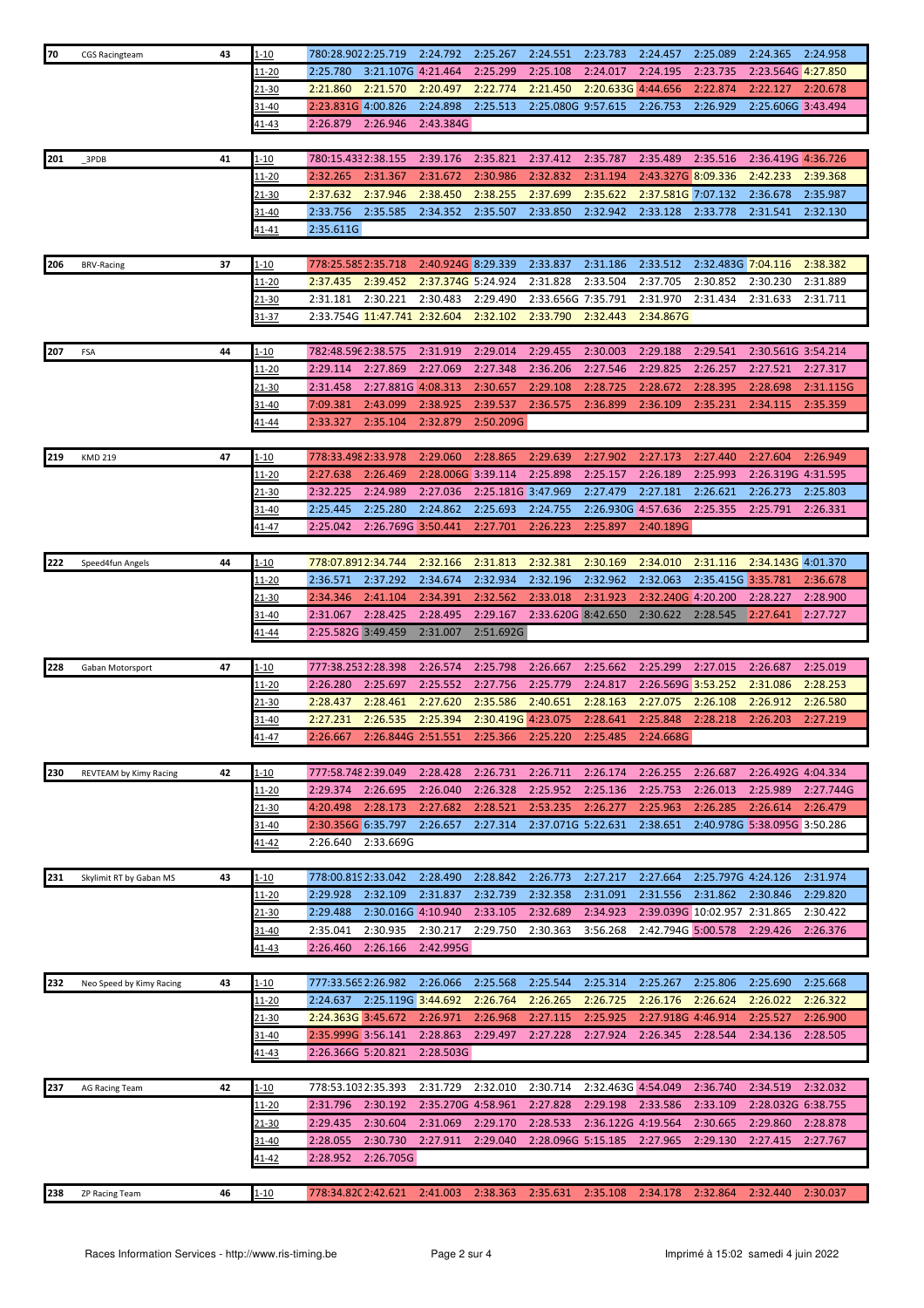| No | Team | Laps | Range | 1 | 2 | 3 | 4 | 5 | 6 | 7 | 8 | 9 | 10 |
|---|---|---|---|---|---|---|---|---|---|---|---|---|---|
| 70 | CGS Racingteam | 43 | 1-10 | 780:28.902 | 2:25.719 | 2:24.792 | 2:25.267 | 2:24.551 | 2:23.783 | 2:24.457 | 2:25.089 | 2:24.365 | 2:24.958 |
| | | | 11-20 | 2:25.780 | 3:21.107G | 4:21.464 | 2:25.299 | 2:25.108 | 2:24.017 | 2:24.195 | 2:23.735 | 2:23.564G | 4:27.850 |
| | | | 21-30 | 2:21.860 | 2:21.570 | 2:20.497 | 2:22.774 | 2:21.450 | 2:20.633G | 4:44.656 | 2:22.874 | 2:22.127 | 2:20.678 |
| | | | 31-40 | 2:23.831G | 4:00.826 | 2:24.898 | 2:25.513 | 2:25.080G | 9:57.615 | 2:26.753 | 2:26.929 | 2:25.606G | 3:43.494 |
| | | | 41-43 | 2:26.879 | 2:26.946 | 2:43.384G | | | | | | | |
| 201 | _3PDB | 41 | 1-10 | 780:15.433 | 2:38.155 | 2:39.176 | 2:35.821 | 2:37.412 | 2:35.787 | 2:35.489 | 2:35.516 | 2:36.419G | 4:36.726 |
| | | | 11-20 | 2:32.265 | 2:31.367 | 2:31.672 | 2:30.986 | 2:32.832 | 2:31.194 | 2:43.327G | 8:09.336 | 2:42.233 | 2:39.368 |
| | | | 21-30 | 2:37.632 | 2:37.946 | 2:38.450 | 2:38.255 | 2:37.699 | 2:35.622 | 2:37.581G | 7:07.132 | 2:36.678 | 2:35.987 |
| | | | 31-40 | 2:33.756 | 2:35.585 | 2:34.352 | 2:35.507 | 2:33.850 | 2:32.942 | 2:33.128 | 2:33.778 | 2:31.541 | 2:32.130 |
| | | | 41-41 | 2:35.611G | | | | | | | | | |
| 206 | BRV-Racing | 37 | 1-10 | 778:25.585 | 2:35.718 | 2:40.924G | 8:29.339 | 2:33.837 | 2:31.186 | 2:33.512 | 2:32.483G | 7:04.116 | 2:38.382 |
| | | | 11-20 | 2:37.435 | 2:39.452 | 2:37.374G | 5:24.924 | 2:31.828 | 2:33.504 | 2:37.705 | 2:30.852 | 2:30.230 | 2:31.889 |
| | | | 21-30 | 2:31.181 | 2:30.221 | 2:30.483 | 2:29.490 | 2:33.656G | 7:35.791 | 2:31.970 | 2:31.434 | 2:31.633 | 2:31.711 |
| | | | 31-37 | 2:33.754G | 11:47.741 | 2:32.604 | 2:32.102 | 2:33.790 | 2:32.443 | 2:34.867G | | | |
| 207 | FSA | 44 | 1-10 | 782:48.596 | 2:38.575 | 2:31.919 | 2:29.014 | 2:29.455 | 2:30.003 | 2:29.188 | 2:29.541 | 2:30.561G | 3:54.214 |
| | | | 11-20 | 2:29.114 | 2:27.869 | 2:27.069 | 2:27.348 | 2:36.206 | 2:27.546 | 2:29.825 | 2:26.257 | 2:27.521 | 2:27.317 |
| | | | 21-30 | 2:31.458 | 2:27.881G | 4:08.313 | 2:30.657 | 2:29.108 | 2:28.725 | 2:28.672 | 2:28.395 | 2:28.698 | 2:31.115G |
| | | | 31-40 | 7:09.381 | 2:43.099 | 2:38.925 | 2:39.537 | 2:36.575 | 2:36.899 | 2:36.109 | 2:35.231 | 2:34.115 | 2:35.359 |
| | | | 41-44 | 2:33.327 | 2:35.104 | 2:32.879 | 2:50.209G | | | | | | |
| 219 | KMD 219 | 47 | 1-10 | 778:33.498 | 2:33.978 | 2:29.060 | 2:28.865 | 2:29.639 | 2:27.902 | 2:27.173 | 2:27.440 | 2:27.604 | 2:26.949 |
| | | | 11-20 | 2:27.638 | 2:26.469 | 2:28.006G | 3:39.114 | 2:25.898 | 2:25.157 | 2:26.189 | 2:25.993 | 2:26.319G | 4:31.595 |
| | | | 21-30 | 2:32.225 | 2:24.989 | 2:27.036 | 2:25.181G | 3:47.969 | 2:27.479 | 2:27.181 | 2:26.621 | 2:26.273 | 2:25.803 |
| | | | 31-40 | 2:25.445 | 2:25.280 | 2:24.862 | 2:25.693 | 2:24.755 | 2:26.930G | 4:57.636 | 2:25.355 | 2:25.791 | 2:26.331 |
| | | | 41-47 | 2:25.042 | 2:26.769G | 3:50.441 | 2:27.701 | 2:26.223 | 2:25.897 | 2:40.189G | | | |
| 222 | Speed4fun Angels | 44 | 1-10 | 778:07.891 | 2:34.744 | 2:32.166 | 2:31.813 | 2:32.381 | 2:30.169 | 2:34.010 | 2:31.116 | 2:34.143G | 4:01.370 |
| | | | 11-20 | 2:36.571 | 2:37.292 | 2:34.674 | 2:32.934 | 2:32.196 | 2:32.962 | 2:32.063 | 2:35.415G | 3:35.781 | 2:36.678 |
| | | | 21-30 | 2:34.346 | 2:41.104 | 2:34.391 | 2:32.562 | 2:33.018 | 2:31.923 | 2:32.240G | 4:20.200 | 2:28.227 | 2:28.900 |
| | | | 31-40 | 2:31.067 | 2:28.425 | 2:28.495 | 2:29.167 | 2:33.620G | 8:42.650 | 2:30.622 | 2:28.545 | 2:27.641 | 2:27.727 |
| | | | 41-44 | 2:25.582G | 3:49.459 | 2:31.007 | 2:51.692G | | | | | | |
| 228 | Gaban Motorsport | 47 | 1-10 | 777:38.253 | 2:28.398 | 2:26.574 | 2:25.798 | 2:26.667 | 2:25.662 | 2:25.299 | 2:27.015 | 2:26.687 | 2:25.019 |
| | | | 11-20 | 2:26.280 | 2:25.697 | 2:25.552 | 2:27.756 | 2:25.779 | 2:24.817 | 2:26.569G | 3:53.252 | 2:31.086 | 2:28.253 |
| | | | 21-30 | 2:28.437 | 2:28.461 | 2:27.620 | 2:35.586 | 2:40.651 | 2:28.163 | 2:27.075 | 2:26.108 | 2:26.912 | 2:26.580 |
| | | | 31-40 | 2:27.231 | 2:26.535 | 2:25.394 | 2:30.419G | 4:23.075 | 2:28.641 | 2:25.848 | 2:28.218 | 2:26.203 | 2:27.219 |
| | | | 41-47 | 2:26.667 | 2:26.844G | 2:51.551 | 2:25.366 | 2:25.220 | 2:25.485 | 2:24.668G | | | |
| 230 | REVTEAM by Kimy Racing | 42 | 1-10 | 777:58.748 | 2:39.049 | 2:28.428 | 2:26.731 | 2:26.711 | 2:26.174 | 2:26.255 | 2:26.687 | 2:26.492G | 4:04.334 |
| | | | 11-20 | 2:29.374 | 2:26.695 | 2:26.040 | 2:26.328 | 2:25.952 | 2:25.136 | 2:25.753 | 2:26.013 | 2:25.989 | 2:27.744G |
| | | | 21-30 | 4:20.498 | 2:28.173 | 2:27.682 | 2:28.521 | 2:53.235 | 2:26.277 | 2:25.963 | 2:26.285 | 2:26.614 | 2:26.479 |
| | | | 31-40 | 2:30.356G | 6:35.797 | 2:26.657 | 2:27.314 | 2:37.071G | 5:22.631 | 2:38.651 | 2:40.978G | 5:38.095G | 3:50.286 |
| | | | 41-42 | 2:26.640 | 2:33.669G | | | | | | | | |
| 231 | Skylimit RT by Gaban MS | 43 | 1-10 | 778:00.819 | 2:33.042 | 2:28.490 | 2:28.842 | 2:26.773 | 2:27.217 | 2:27.664 | 2:25.797G | 4:24.126 | 2:31.974 |
| | | | 11-20 | 2:29.928 | 2:32.109 | 2:31.837 | 2:32.739 | 2:32.358 | 2:31.091 | 2:31.556 | 2:31.862 | 2:30.846 | 2:29.820 |
| | | | 21-30 | 2:29.488 | 2:30.016G | 4:10.940 | 2:33.105 | 2:32.689 | 2:34.923 | 2:39.039G | 10:02.957 | 2:31.865 | 2:30.422 |
| | | | 31-40 | 2:35.041 | 2:30.935 | 2:30.217 | 2:29.750 | 2:30.363 | 3:56.268 | 2:42.794G | 5:00.578 | 2:29.426 | 2:26.376 |
| | | | 41-43 | 2:26.460 | 2:26.166 | 2:42.995G | | | | | | | |
| 232 | Neo Speed by Kimy Racing | 43 | 1-10 | 777:33.565 | 2:26.982 | 2:26.066 | 2:25.568 | 2:25.544 | 2:25.314 | 2:25.267 | 2:25.806 | 2:25.690 | 2:25.668 |
| | | | 11-20 | 2:24.637 | 2:25.119G | 3:44.692 | 2:26.764 | 2:26.265 | 2:26.725 | 2:26.176 | 2:26.624 | 2:26.022 | 2:26.322 |
| | | | 21-30 | 2:24.363G | 3:45.672 | 2:26.971 | 2:26.968 | 2:27.115 | 2:25.925 | 2:27.918G | 4:46.914 | 2:25.527 | 2:26.900 |
| | | | 31-40 | 2:35.999G | 3:56.141 | 2:28.863 | 2:29.497 | 2:27.228 | 2:27.924 | 2:26.345 | 2:28.544 | 2:34.136 | 2:28.505 |
| | | | 41-43 | 2:26.366G | 5:20.821 | 2:28.503G | | | | | | | |
| 237 | AG Racing Team | 42 | 1-10 | 778:53.103 | 2:35.393 | 2:31.729 | 2:32.010 | 2:30.714 | 2:32.463G | 4:54.049 | 2:36.740 | 2:34.519 | 2:32.032 |
| | | | 11-20 | 2:31.796 | 2:30.192 | 2:35.270G | 4:58.961 | 2:27.828 | 2:29.198 | 2:33.586 | 2:33.109 | 2:28.032G | 6:38.755 |
| | | | 21-30 | 2:29.435 | 2:30.604 | 2:31.069 | 2:29.170 | 2:28.533 | 2:36.122G | 4:19.564 | 2:30.665 | 2:29.860 | 2:28.878 |
| | | | 31-40 | 2:28.055 | 2:30.730 | 2:27.911 | 2:29.040 | 2:28.096G | 5:15.185 | 2:27.965 | 2:29.130 | 2:27.415 | 2:27.767 |
| | | | 41-42 | 2:28.952 | 2:26.705G | | | | | | | | |
| 238 | ZP Racing Team | 46 | 1-10 | 778:34.820 | 2:42.621 | 2:41.003 | 2:38.363 | 2:35.631 | 2:35.108 | 2:34.178 | 2:32.864 | 2:32.440 | 2:30.037 |

Races Information Services - http://www.ris-timing.be

Imprimé à 15:02 samedi 4 juin 2022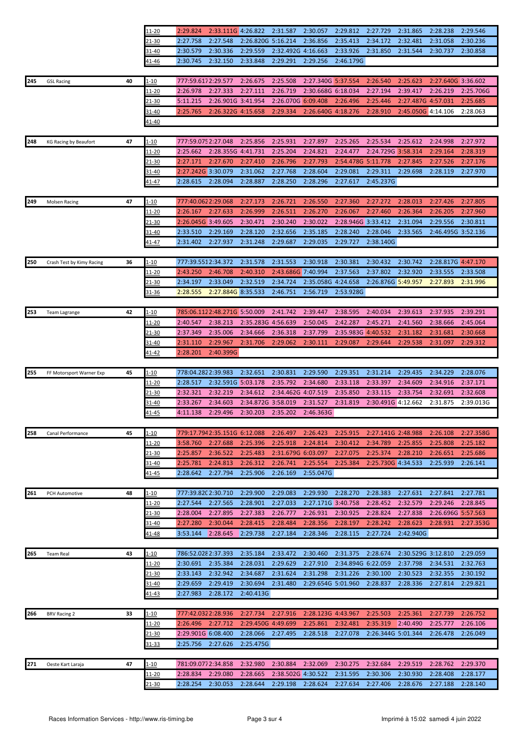| # | Team | Laps | Laps range | 1 | 2 | 3 | 4 | 5 | 6 | 7 | 8 | 9 | 10 |
|---|---|---|---|---|---|---|---|---|---|---|---|---|---|
| | | | 11-20 | 2:29.824 | 2:33.111G | 4:26.822 | 2:31.587 | 2:30.057 | 2:29.812 | 2:27.729 | 2:31.865 | 2:28.238 | 2:29.546 |
| | | | 21-30 | 2:27.758 | 2:27.548 | 2:26.820G | 5:16.214 | 2:36.856 | 2:35.413 | 2:34.172 | 2:32.481 | 2:31.058 | 2:30.236 |
| | | | 31-40 | 2:30.579 | 2:30.336 | 2:29.559 | 2:32.492G | 4:16.663 | 2:33.926 | 2:31.850 | 2:31.544 | 2:30.737 | 2:30.858 |
| | | | 41-46 | 2:30.745 | 2:32.150 | 2:33.848 | 2:29.291 | 2:29.256 | 2:46.179G | | | | |
| 245 | GSL Racing | 40 | 1-10 | 777:59.617 | 2:29.577 | 2:26.675 | 2:25.508 | 2:27.340G | 5:37.554 | 2:26.540 | 2:25.623 | 2:27.640G | 3:36.602 |
| | | | 11-20 | 2:26.978 | 2:27.333 | 2:27.111 | 2:26.719 | 2:30.668G | 6:18.034 | 2:27.194 | 2:39.417 | 2:26.219 | 2:25.706G |
| | | | 21-30 | 5:11.215 | 2:26.901G | 3:41.954 | 2:26.070G | 6:09.408 | 2:26.496 | 2:25.446 | 2:27.487G | 4:57.031 | 2:25.685 |
| | | | 31-40 | 2:25.765 | 2:26.322G | 4:15.658 | 2:29.334 | 2:26.640G | 4:18.276 | 2:28.910 | 2:45.050G | 4:14.106 | 2:28.063 |
| | | | 41-40 | | | | | | | | | | |
| 248 | KG Racing by Beaufort | 47 | 1-10 | 777:59.075 | 2:27.048 | 2:25.856 | 2:25.931 | 2:27.897 | 2:25.265 | 2:25.534 | 2:25.612 | 2:24.998 | 2:27.972 |
| | | | 11-20 | 2:25.662 | 2:28.355G | 4:41.731 | 2:25.204 | 2:24.821 | 2:24.477 | 2:24.729G | 3:58.314 | 2:29.164 | 2:28.319 |
| | | | 21-30 | 2:27.171 | 2:27.670 | 2:27.410 | 2:26.796 | 2:27.793 | 2:54.478G | 5:11.778 | 2:27.845 | 2:27.526 | 2:27.176 |
| | | | 31-40 | 2:27.242G | 3:30.079 | 2:31.062 | 2:27.768 | 2:28.604 | 2:29.081 | 2:29.311 | 2:29.698 | 2:28.119 | 2:27.970 |
| | | | 41-47 | 2:28.615 | 2:28.094 | 2:28.887 | 2:28.250 | 2:28.296 | 2:27.617 | 2:45.237G | | | |
| 249 | Molsen Racing | 47 | 1-10 | 777:40.062 | 2:29.068 | 2:27.173 | 2:26.721 | 2:26.550 | 2:27.360 | 2:27.272 | 2:28.013 | 2:27.426 | 2:27.805 |
| | | | 11-20 | 2:26.167 | 2:27.633 | 2:26.999 | 2:26.511 | 2:26.270 | 2:26.067 | 2:27.460 | 2:26.364 | 2:26.205 | 2:27.960 |
| | | | 21-30 | 2:26.045G | 3:49.605 | 2:30.471 | 2:30.240 | 2:30.022 | 2:28.946G | 3:33.412 | 2:31.094 | 2:29.556 | 2:30.811 |
| | | | 31-40 | 2:33.510 | 2:29.169 | 2:28.120 | 2:32.656 | 2:35.185 | 2:28.240 | 2:28.046 | 2:33.565 | 2:46.495G | 3:52.136 |
| | | | 41-47 | 2:31.402 | 2:27.937 | 2:31.248 | 2:29.687 | 2:29.035 | 2:29.727 | 2:38.140G | | | |
| 250 | Crash Test by Kimy Racing | 36 | 1-10 | 777:39.551 | 2:34.372 | 2:31.578 | 2:31.553 | 2:30.918 | 2:30.381 | 2:30.432 | 2:30.742 | 2:28.817G | 4:47.170 |
| | | | 11-20 | 2:43.250 | 2:46.708 | 2:40.310 | 2:43.686G | 7:40.994 | 2:37.563 | 2:37.802 | 2:32.920 | 2:33.555 | 2:33.508 |
| | | | 21-30 | 2:34.197 | 2:33.049 | 2:32.519 | 2:34.724 | 2:35.058G | 4:24.658 | 2:26.876G | 5:49.957 | 2:27.893 | 2:31.996 |
| | | | 31-36 | 2:28.555 | 2:27.884G | 8:35.533 | 2:46.751 | 2:56.719 | 2:53.928G | | | | |
| 253 | Team Lagrange | 42 | 1-10 | 785:06.112 | 2:48.271G | 5:50.009 | 2:41.742 | 2:39.447 | 2:38.595 | 2:40.034 | 2:39.613 | 2:37.935 | 2:39.291 |
| | | | 11-20 | 2:40.547 | 2:38.213 | 2:35.283G | 4:56.639 | 2:50.045 | 2:42.287 | 2:45.271 | 2:41.560 | 2:38.666 | 2:45.064 |
| | | | 21-30 | 2:37.349 | 2:35.006 | 2:34.666 | 2:36.318 | 2:37.799 | 2:35.983G | 4:40.532 | 2:31.182 | 2:31.681 | 2:30.668 |
| | | | 31-40 | 2:31.110 | 2:29.967 | 2:31.706 | 2:29.062 | 2:30.111 | 2:29.087 | 2:29.644 | 2:29.538 | 2:31.097 | 2:29.312 |
| | | | 41-42 | 2:28.201 | 2:40.399G | | | | | | | | |
| 255 | FF Motorsport Warner Exp | 45 | 1-10 | 778:04.282 | 2:39.983 | 2:32.651 | 2:30.831 | 2:29.590 | 2:29.351 | 2:31.214 | 2:29.435 | 2:34.229 | 2:28.076 |
| | | | 11-20 | 2:28.517 | 2:32.591G | 5:03.178 | 2:35.792 | 2:34.680 | 2:33.118 | 2:33.397 | 2:34.609 | 2:34.916 | 2:37.171 |
| | | | 21-30 | 2:32.321 | 2:32.219 | 2:34.612 | 2:34.462G | 4:07.519 | 2:35.850 | 2:33.115 | 2:33.754 | 2:32.691 | 2:32.608 |
| | | | 31-40 | 2:33.267 | 2:34.603 | 2:34.872G | 3:58.019 | 2:31.527 | 2:31.819 | 2:30.491G | 4:12.662 | 2:31.875 | 2:39.013G |
| | | | 41-45 | 4:11.138 | 2:29.496 | 2:30.203 | 2:35.202 | 2:46.363G | | | | | |
| 258 | Canal Performance | 45 | 1-10 | 779:17.794 | 2:35.151G | 6:12.088 | 2:26.497 | 2:26.423 | 2:25.915 | 2:27.141G | 2:48.988 | 2:26.108 | 2:27.358G |
| | | | 11-20 | 3:58.760 | 2:27.688 | 2:25.396 | 2:25.918 | 2:24.814 | 2:30.412 | 2:34.789 | 2:25.855 | 2:25.808 | 2:25.182 |
| | | | 21-30 | 2:25.857 | 2:36.522 | 2:25.483 | 2:31.679G | 6:03.097 | 2:27.075 | 2:25.374 | 2:28.210 | 2:26.651 | 2:25.686 |
| | | | 31-40 | 2:25.781 | 2:24.813 | 2:26.312 | 2:26.741 | 2:25.554 | 2:25.384 | 2:25.730G | 4:34.533 | 2:25.939 | 2:26.141 |
| | | | 41-45 | 2:28.642 | 2:27.794 | 2:25.906 | 2:26.169 | 2:55.047G | | | | | |
| 261 | PCH Automotive | 48 | 1-10 | 777:39.820 | 2:30.710 | 2:29.900 | 2:29.083 | 2:29.930 | 2:28.270 | 2:28.383 | 2:27.631 | 2:27.841 | 2:27.781 |
| | | | 11-20 | 2:27.544 | 2:27.565 | 2:28.901 | 2:27.033 | 2:27.171G | 3:40.758 | 2:28.452 | 2:32.579 | 2:29.246 | 2:28.845 |
| | | | 21-30 | 2:28.004 | 2:27.895 | 2:27.383 | 2:26.777 | 2:26.931 | 2:30.925 | 2:28.824 | 2:27.838 | 2:26.696G | 5:57.563 |
| | | | 31-40 | 2:27.280 | 2:30.044 | 2:28.415 | 2:28.484 | 2:28.356 | 2:28.197 | 2:28.242 | 2:28.623 | 2:28.931 | 2:27.353G |
| | | | 41-48 | 3:53.144 | 2:28.645 | 2:29.738 | 2:27.184 | 2:28.346 | 2:28.115 | 2:27.724 | 2:42.940G | | |
| 265 | Team Real | 43 | 1-10 | 786:52.028 | 2:37.393 | 2:35.184 | 2:33.472 | 2:30.460 | 2:31.375 | 2:28.674 | 2:30.529G | 3:12.810 | 2:29.059 |
| | | | 11-20 | 2:30.691 | 2:35.384 | 2:28.031 | 2:29.629 | 2:27.910 | 2:34.894G | 6:22.059 | 2:37.798 | 2:34.531 | 2:32.763 |
| | | | 21-30 | 2:33.143 | 2:32.942 | 2:34.687 | 2:31.624 | 2:31.298 | 2:31.226 | 2:30.100 | 2:30.523 | 2:32.355 | 2:30.192 |
| | | | 31-40 | 2:29.659 | 2:29.419 | 2:30.694 | 2:31.480 | 2:29.654G | 5:01.960 | 2:28.837 | 2:28.336 | 2:27.814 | 2:29.821 |
| | | | 41-43 | 2:27.983 | 2:28.172 | 2:40.413G | | | | | | | |
| 266 | BRV Racing 2 | 33 | 1-10 | 777:42.032 | 2:28.936 | 2:27.734 | 2:27.916 | 2:28.123G | 4:43.967 | 2:25.503 | 2:25.361 | 2:27.739 | 2:26.752 |
| | | | 11-20 | 2:26.496 | 2:27.712 | 2:29.450G | 4:49.699 | 2:25.861 | 2:32.481 | 2:35.319 | 2:40.490 | 2:25.777 | 2:26.106 |
| | | | 21-30 | 2:29.901G | 6:08.400 | 2:28.066 | 2:27.495 | 2:28.518 | 2:27.078 | 2:26.344G | 5:01.344 | 2:26.478 | 2:26.049 |
| | | | 31-33 | 2:25.756 | 2:27.626 | 2:25.475G | | | | | | | |
| 271 | Oeste Kart Laraja | 47 | 1-10 | 781:09.077 | 2:34.858 | 2:32.980 | 2:30.884 | 2:32.069 | 2:30.275 | 2:32.684 | 2:29.519 | 2:28.762 | 2:29.370 |
| | | | 11-20 | 2:28.834 | 2:29.080 | 2:28.665 | 2:38.502G | 4:30.522 | 2:31.595 | 2:30.306 | 2:30.930 | 2:28.408 | 2:28.177 |
| | | | 21-30 | 2:28.254 | 2:30.053 | 2:28.644 | 2:29.198 | 2:28.624 | 2:27.634 | 2:27.406 | 2:28.676 | 2:27.188 | 2:28.140 |

Races Information Services - http://www.ris-timing.be

Imprimé à 15:02 samedi 4 juin 2022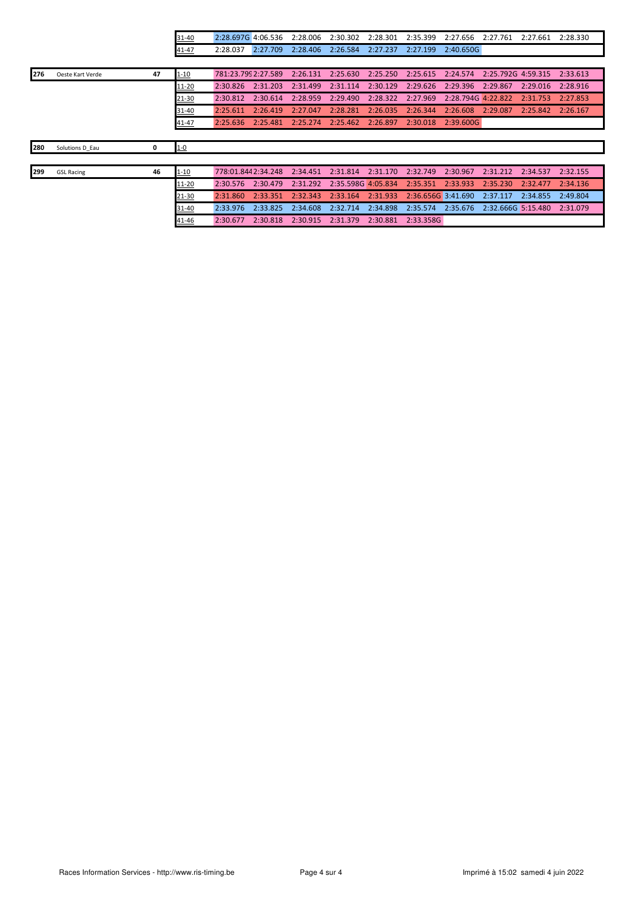| | | | | | | | | | | | | | |
|---|---|---|---|---|---|---|---|---|---|---|---|---|---|
| | | | 31-40 | 2:28.697G | 4:06.536 | 2:28.006 | 2:30.302 | 2:28.301 | 2:35.399 | 2:27.656 | 2:27.761 | 2:27.661 | 2:28.330 |
| | | | 41-47 | 2:28.037 | 2:27.709 | 2:28.406 | 2:26.584 | 2:27.237 | 2:27.199 | 2:40.650G | | | |
| 276 | Oeste Kart Verde | 47 | 1-10 | 781:23.799 | 2:27.589 | 2:26.131 | 2:25.630 | 2:25.250 | 2:25.615 | 2:24.574 | 2:25.792G | 4:59.315 | 2:33.613 |
| | | | 11-20 | 2:30.826 | 2:31.203 | 2:31.499 | 2:31.114 | 2:30.129 | 2:29.626 | 2:29.396 | 2:29.867 | 2:29.016 | 2:28.916 |
| | | | 21-30 | 2:30.812 | 2:30.614 | 2:28.959 | 2:29.490 | 2:28.322 | 2:27.969 | 2:28.794G | 4:22.822 | 2:31.753 | 2:27.853 |
| | | | 31-40 | 2:25.611 | 2:26.419 | 2:27.047 | 2:28.281 | 2:26.035 | 2:26.344 | 2:26.608 | 2:29.087 | 2:25.842 | 2:26.167 |
| | | | 41-47 | 2:25.636 | 2:25.481 | 2:25.274 | 2:25.462 | 2:26.897 | 2:30.018 | 2:39.600G | | | |
| 280 | Solutions D_Eau | 0 | 1-0 | | | | | | | | | | |
| 299 | GSL Racing | 46 | 1-10 | 778:01.844 | 2:34.248 | 2:34.451 | 2:31.814 | 2:31.170 | 2:32.749 | 2:30.967 | 2:31.212 | 2:34.537 | 2:32.155 |
| | | | 11-20 | 2:30.576 | 2:30.479 | 2:31.292 | 2:35.598G | 4:05.834 | 2:35.351 | 2:33.933 | 2:35.230 | 2:32.477 | 2:34.136 |
| | | | 21-30 | 2:31.860 | 2:33.351 | 2:32.343 | 2:33.164 | 2:31.933 | 2:36.656G | 3:41.690 | 2:37.117 | 2:34.855 | 2:49.804 |
| | | | 31-40 | 2:33.976 | 2:33.825 | 2:34.608 | 2:32.714 | 2:34.898 | 2:35.574 | 2:35.676 | 2:32.666G | 5:15.480 | 2:31.079 |
| | | | 41-46 | 2:30.677 | 2:30.818 | 2:30.915 | 2:31.379 | 2:30.881 | 2:33.358G | | | | |

Races Information Services - http://www.ris-timing.be

Imprimé à 15:02 samedi 4 juin 2022